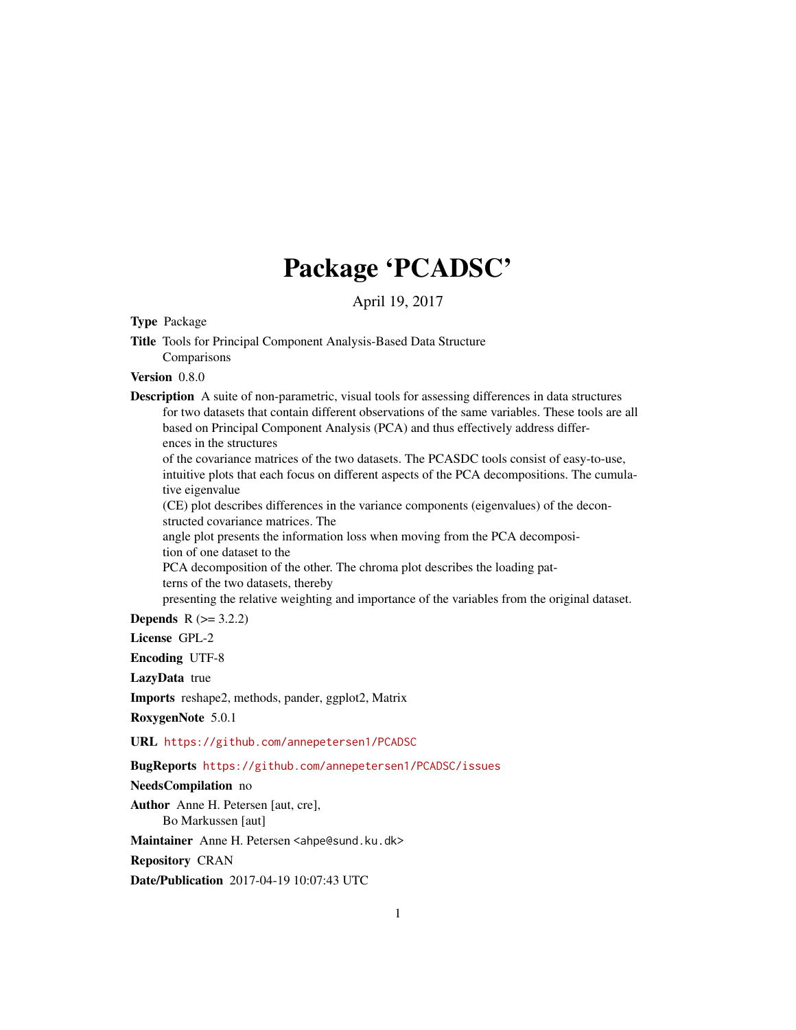# Package 'PCADSC'

April 19, 2017

**Type** Package

**Title** Tools for Principal Component Analysis-Based Data Structure Comparisons

**Version** 0.8.0

**Description** A suite of non-parametric, visual tools for assessing differences in data structures for two datasets that contain different observations of the same variables. These tools are all based on Principal Component Analysis (PCA) and thus effectively address differences in the structures of the covariance matrices of the two datasets. The PCASDC tools consist of easy-to-use, intuitive plots that each focus on different aspects of the PCA decompositions. The cumulative eigenvalue (CE) plot describes differences in the variance components (eigenvalues) of the deconstructed covariance matrices. The angle plot presents the information loss when moving from the PCA decomposition of one dataset to the PCA decomposition of the other. The chroma plot describes the loading patterns of the two datasets, thereby presenting the relative weighting and importance of the variables from the original dataset.

**Depends** R (>= 3.2.2)

**License** GPL-2

**Encoding** UTF-8

**LazyData** true

**Imports** reshape2, methods, pander, ggplot2, Matrix

**RoxygenNote** 5.0.1

**URL** https://github.com/annepetersen1/PCADSC

**BugReports** https://github.com/annepetersen1/PCADSC/issues

**NeedsCompilation** no

**Author** Anne H. Petersen [aut, cre], Bo Markussen [aut]

**Maintainer** Anne H. Petersen <ahpe@sund.ku.dk>

**Repository** CRAN

**Date/Publication** 2017-04-19 10:07:43 UTC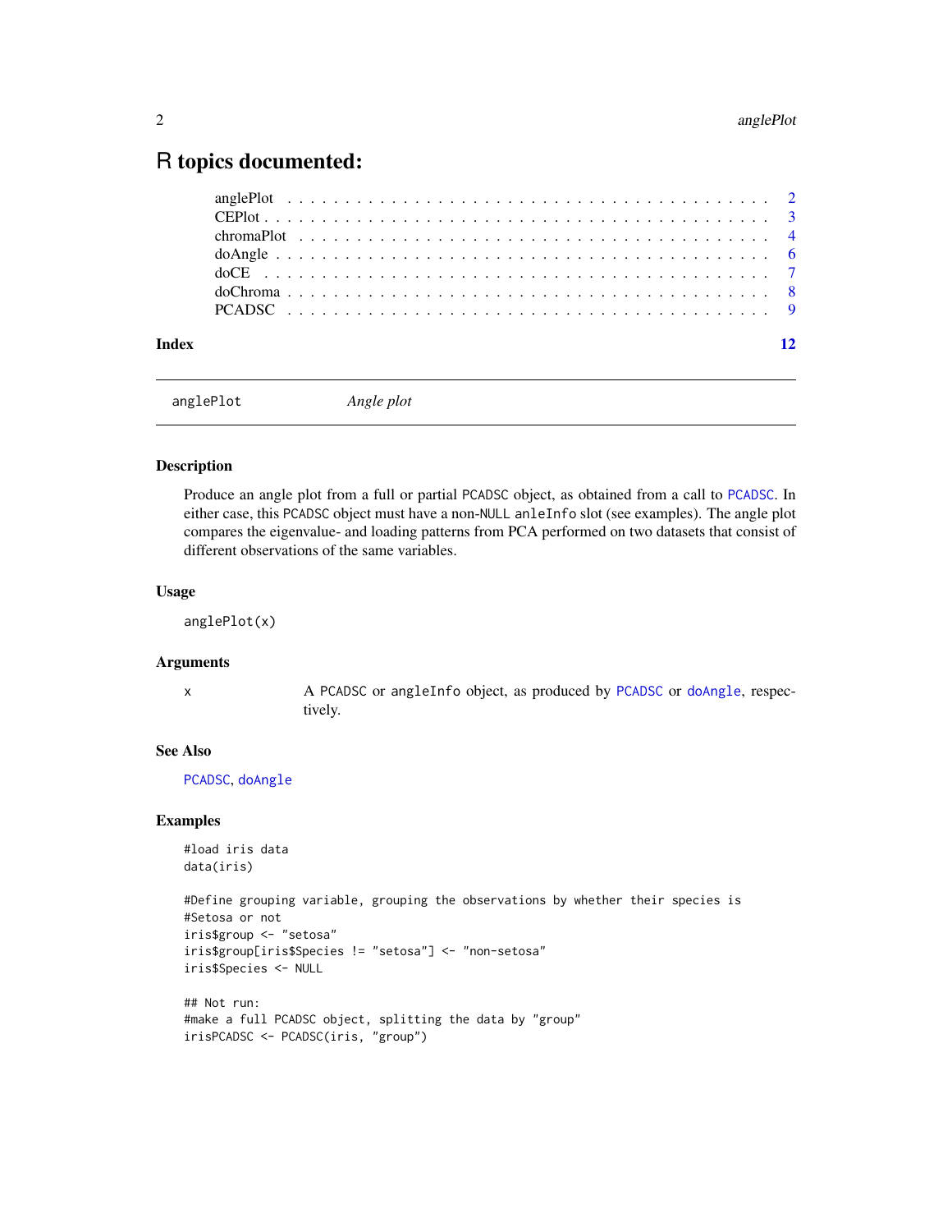# R topics documented:

anglePlot . . . . . . . . . . . . . . . . . . . . . . . . . . . . . . . . . . . . . . . . 2
CEPlot . . . . . . . . . . . . . . . . . . . . . . . . . . . . . . . . . . . . . . . . . 3
chromaPlot . . . . . . . . . . . . . . . . . . . . . . . . . . . . . . . . . . . . . . . 4
doAngle . . . . . . . . . . . . . . . . . . . . . . . . . . . . . . . . . . . . . . . . 6
doCE . . . . . . . . . . . . . . . . . . . . . . . . . . . . . . . . . . . . . . . . . 7
doChroma . . . . . . . . . . . . . . . . . . . . . . . . . . . . . . . . . . . . . . . 8
PCADSC . . . . . . . . . . . . . . . . . . . . . . . . . . . . . . . . . . . . . . . . 9

**Index** 12

---

anglePlot *Angle plot*

---

### Description

Produce an angle plot from a full or partial PCADSC object, as obtained from a call to PCADSC. In either case, this PCADSC object must have a non-NULL anleInfo slot (see examples). The angle plot compares the eigenvalue- and loading patterns from PCA performed on two datasets that consist of different observations of the same variables.

### Usage

```
anglePlot(x)
```

### Arguments

| | |
|---|---|
| x | A PCADSC or angleInfo object, as produced by PCADSC or doAngle, respectively. |

### See Also

PCADSC, doAngle

### Examples

```
#load iris data
data(iris)

#Define grouping variable, grouping the observations by whether their species is
#Setosa or not
iris$group <- "setosa"
iris$group[iris$Species != "setosa"] <- "non-setosa"
iris$Species <- NULL

## Not run:
#make a full PCADSC object, splitting the data by "group"
irisPCADSC <- PCADSC(iris, "group")
```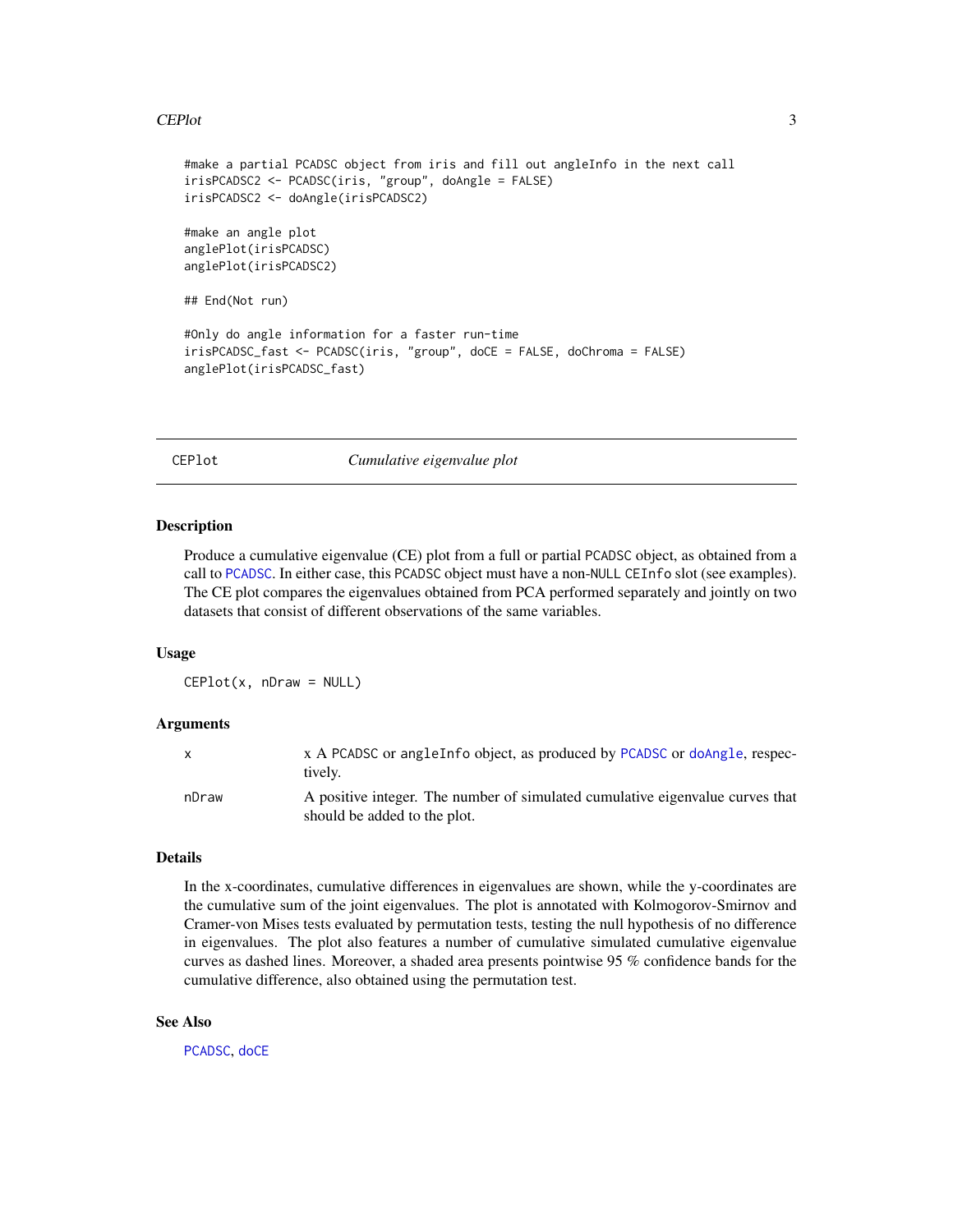```
#make a partial PCADSC object from iris and fill out angleInfo in the next call
irisPCADSC2 <- PCADSC(iris, "group", doAngle = FALSE)
irisPCADSC2 <- doAngle(irisPCADSC2)

#make an angle plot
anglePlot(irisPCADSC)
anglePlot(irisPCADSC2)

## End(Not run)

#Only do angle information for a faster run-time
irisPCADSC_fast <- PCADSC(iris, "group", doCE = FALSE, doChroma = FALSE)
anglePlot(irisPCADSC_fast)
```

## CEPlot *Cumulative eigenvalue plot*

### Description

Produce a cumulative eigenvalue (CE) plot from a full or partial PCADSC object, as obtained from a call to PCADSC. In either case, this PCADSC object must have a non-NULL CEInfo slot (see examples). The CE plot compares the eigenvalues obtained from PCA performed separately and jointly on two datasets that consist of different observations of the same variables.

### Usage

```
CEPlot(x, nDraw = NULL)
```

### Arguments

| | |
|---|---|
| x | x A PCADSC or angleInfo object, as produced by PCADSC or doAngle, respectively. |
| nDraw | A positive integer. The number of simulated cumulative eigenvalue curves that should be added to the plot. |

### Details

In the x-coordinates, cumulative differences in eigenvalues are shown, while the y-coordinates are the cumulative sum of the joint eigenvalues. The plot is annotated with Kolmogorov-Smirnov and Cramer-von Mises tests evaluated by permutation tests, testing the null hypothesis of no difference in eigenvalues. The plot also features a number of cumulative simulated cumulative eigenvalue curves as dashed lines. Moreover, a shaded area presents pointwise 95 % confidence bands for the cumulative difference, also obtained using the permutation test.

### See Also

PCADSC, doCE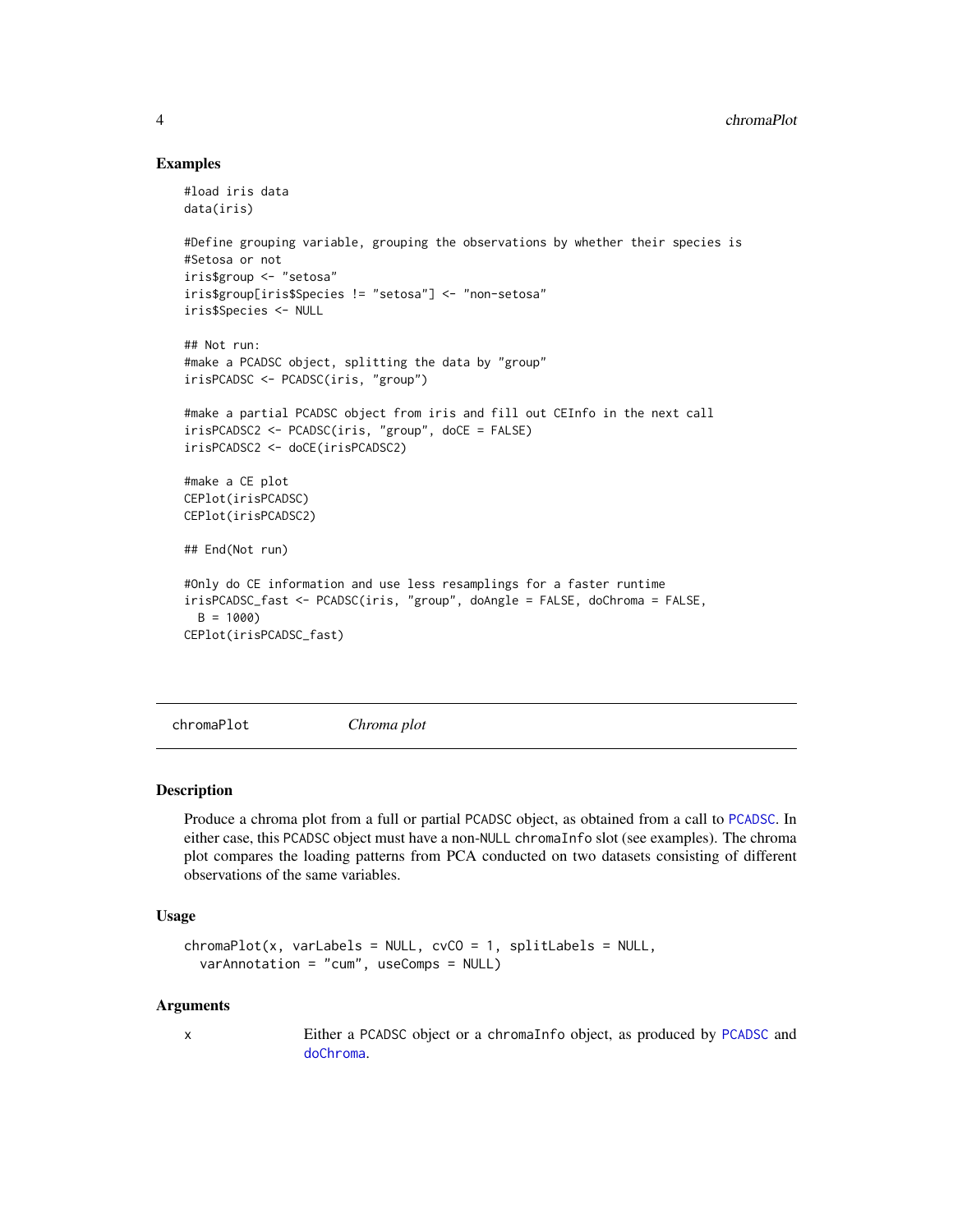## Examples

```
#load iris data
data(iris)

#Define grouping variable, grouping the observations by whether their species is
#Setosa or not
iris$group <- "setosa"
iris$group[iris$Species != "setosa"] <- "non-setosa"
iris$Species <- NULL

## Not run:
#make a PCADSC object, splitting the data by "group"
irisPCADSC <- PCADSC(iris, "group")

#make a partial PCADSC object from iris and fill out CEInfo in the next call
irisPCADSC2 <- PCADSC(iris, "group", doCE = FALSE)
irisPCADSC2 <- doCE(irisPCADSC2)

#make a CE plot
CEPlot(irisPCADSC)
CEPlot(irisPCADSC2)

## End(Not run)

#Only do CE information and use less resamplings for a faster runtime
irisPCADSC_fast <- PCADSC(iris, "group", doAngle = FALSE, doChroma = FALSE,
  B = 1000)
CEPlot(irisPCADSC_fast)
```

---

# chromaPlot *Chroma plot*

---

## Description

Produce a chroma plot from a full or partial PCADSC object, as obtained from a call to PCADSC. In either case, this PCADSC object must have a non-NULL chromaInfo slot (see examples). The chroma plot compares the loading patterns from PCA conducted on two datasets consisting of different observations of the same variables.

## Usage

```
chromaPlot(x, varLabels = NULL, cvCO = 1, splitLabels = NULL,
  varAnnotation = "cum", useComps = NULL)
```

## Arguments

x Either a PCADSC object or a chromaInfo object, as produced by PCADSC and doChroma.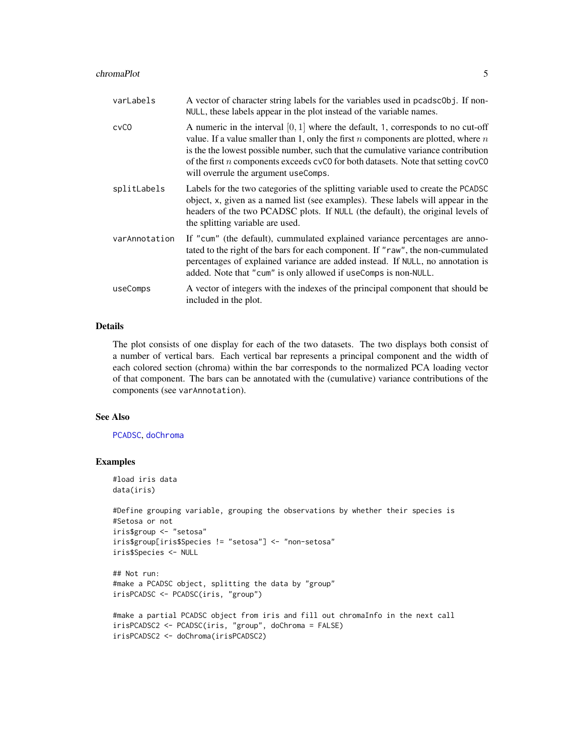| | |
|---|---|
| `varLabels` | A vector of character string labels for the variables used in `pcadscObj`. If non-`NULL`, these labels appear in the plot instead of the variable names. |
| `cvCO` | A numeric in the interval $[0, 1]$ where the default, 1, corresponds to no cut-off value. If a value smaller than 1, only the first $n$ components are plotted, where $n$ is the the lowest possible number, such that the cumulative variance contribution of the first $n$ components exceeds `cvCO` for both datasets. Note that setting `covCO` will overrule the argument `useComps`. |
| `splitLabels` | Labels for the two categories of the splitting variable used to create the `PCADSC` object, `x`, given as a named list (see examples). These labels will appear in the headers of the two PCADSC plots. If `NULL` (the default), the original levels of the splitting variable are used. |
| `varAnnotation` | If `"cum"` (the default), cummulated explained variance percentages are annotated to the right of the bars for each component. If `"raw"`, the non-cummulated percentages of explained variance are added instead. If `NULL`, no annotation is added. Note that `"cum"` is only allowed if `useComps` is non-`NULL`. |
| `useComps` | A vector of integers with the indexes of the principal component that should be included in the plot. |

## Details

The plot consists of one display for each of the two datasets. The two displays both consist of a number of vertical bars. Each vertical bar represents a principal component and the width of each colored section (chroma) within the bar corresponds to the normalized PCA loading vector of that component. The bars can be annotated with the (cumulative) variance contributions of the components (see `varAnnotation`).

## See Also

`PCADSC`, `doChroma`

## Examples

```
#load iris data
data(iris)

#Define grouping variable, grouping the observations by whether their species is
#Setosa or not
iris$group <- "setosa"
iris$group[iris$Species != "setosa"] <- "non-setosa"
iris$Species <- NULL

## Not run:
#make a PCADSC object, splitting the data by "group"
irisPCADSC <- PCADSC(iris, "group")

#make a partial PCADSC object from iris and fill out chromaInfo in the next call
irisPCADSC2 <- PCADSC(iris, "group", doChroma = FALSE)
irisPCADSC2 <- doChroma(irisPCADSC2)
```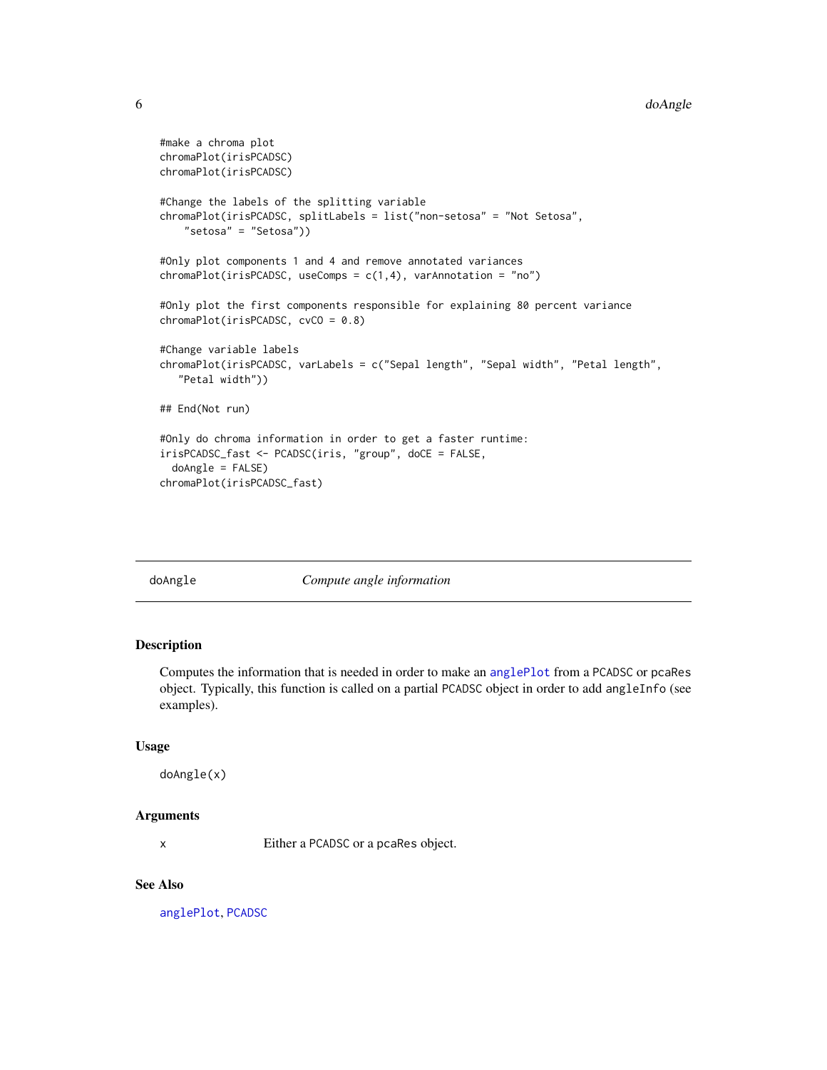```
#make a chroma plot
chromaPlot(irisPCADSC)
chromaPlot(irisPCADSC)

#Change the labels of the splitting variable
chromaPlot(irisPCADSC, splitLabels = list("non-setosa" = "Not Setosa",
    "setosa" = "Setosa"))

#Only plot components 1 and 4 and remove annotated variances
chromaPlot(irisPCADSC, useComps = c(1,4), varAnnotation = "no")

#Only plot the first components responsible for explaining 80 percent variance
chromaPlot(irisPCADSC, cvCO = 0.8)

#Change variable labels
chromaPlot(irisPCADSC, varLabels = c("Sepal length", "Sepal width", "Petal length",
   "Petal width"))

## End(Not run)

#Only do chroma information in order to get a faster runtime:
irisPCADSC_fast <- PCADSC(iris, "group", doCE = FALSE,
  doAngle = FALSE)
chromaPlot(irisPCADSC_fast)
```

## doAngle *Compute angle information*

### Description

Computes the information that is needed in order to make an anglePlot from a PCADSC or pcaRes object. Typically, this function is called on a partial PCADSC object in order to add angleInfo (see examples).

### Usage

```
doAngle(x)
```

### Arguments

| | |
|---|---|
| x | Either a PCADSC or a pcaRes object. |

### See Also

anglePlot, PCADSC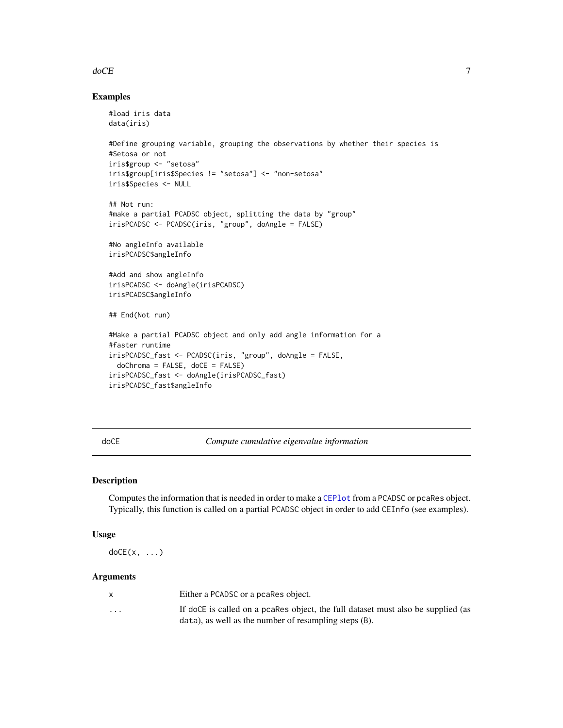## Examples

```
#load iris data
data(iris)

#Define grouping variable, grouping the observations by whether their species is
#Setosa or not
iris$group <- "setosa"
iris$group[iris$Species != "setosa"] <- "non-setosa"
iris$Species <- NULL

## Not run:
#make a partial PCADSC object, splitting the data by "group"
irisPCADSC <- PCADSC(iris, "group", doAngle = FALSE)

#No angleInfo available
irisPCADSC$angleInfo

#Add and show angleInfo
irisPCADSC <- doAngle(irisPCADSC)
irisPCADSC$angleInfo

## End(Not run)

#Make a partial PCADSC object and only add angle information for a
#faster runtime
irisPCADSC_fast <- PCADSC(iris, "group", doAngle = FALSE,
  doChroma = FALSE, doCE = FALSE)
irisPCADSC_fast <- doAngle(irisPCADSC_fast)
irisPCADSC_fast$angleInfo
```

---

# doCE — *Compute cumulative eigenvalue information*

## Description

Computes the information that is needed in order to make a CEPlot from a PCADSC or pcaRes object. Typically, this function is called on a partial PCADSC object in order to add CEInfo (see examples).

## Usage

```
doCE(x, ...)
```

## Arguments

| | |
|---|---|
| x | Either a PCADSC or a pcaRes object. |
| ... | If doCE is called on a pcaRes object, the full dataset must also be supplied (as data), as well as the number of resampling steps (B). |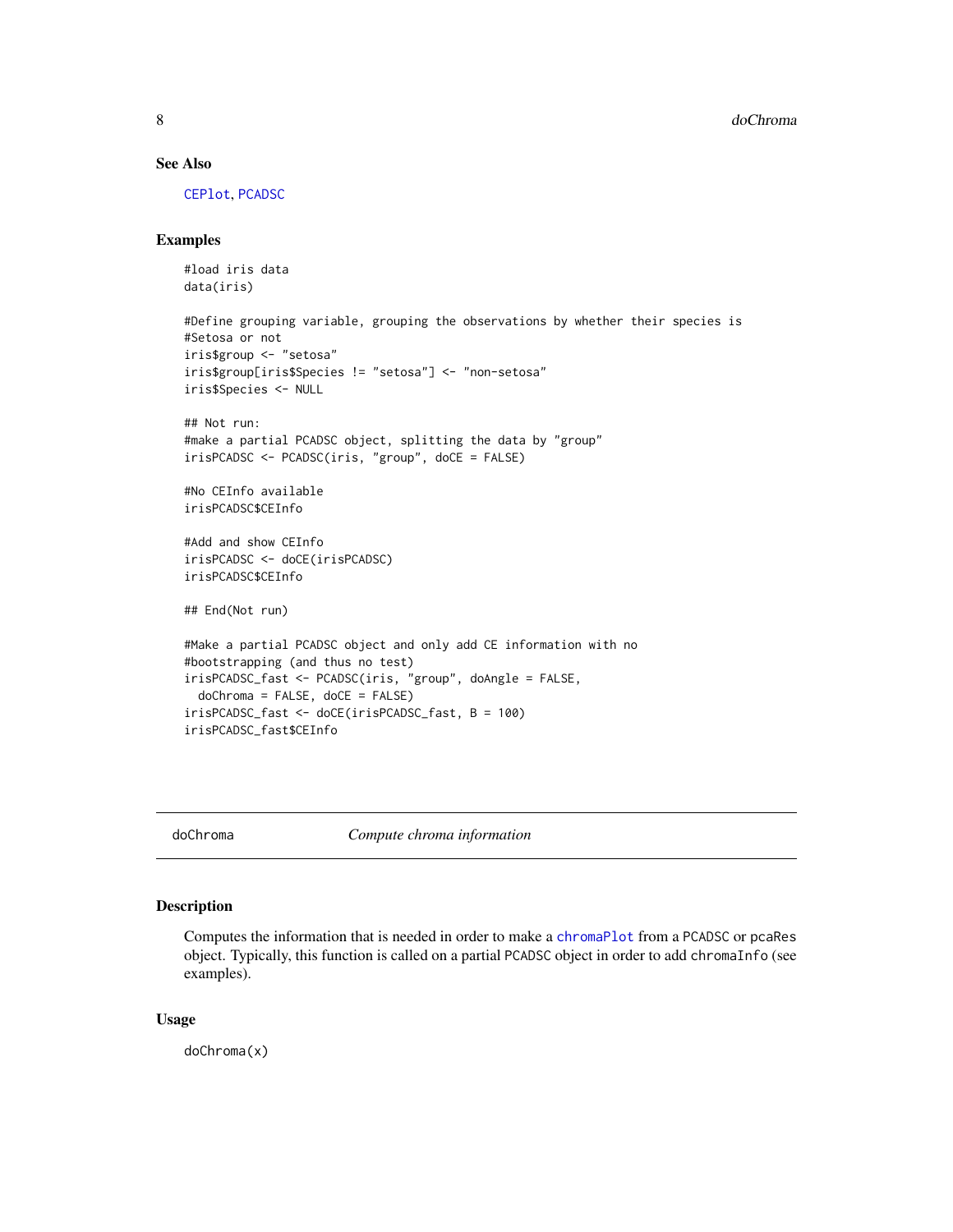## See Also

CEPlot, PCADSC

## Examples

```
#load iris data
data(iris)

#Define grouping variable, grouping the observations by whether their species is
#Setosa or not
iris$group <- "setosa"
iris$group[iris$Species != "setosa"] <- "non-setosa"
iris$Species <- NULL

## Not run:
#make a partial PCADSC object, splitting the data by "group"
irisPCADSC <- PCADSC(iris, "group", doCE = FALSE)

#No CEInfo available
irisPCADSC$CEInfo

#Add and show CEInfo
irisPCADSC <- doCE(irisPCADSC)
irisPCADSC$CEInfo

## End(Not run)

#Make a partial PCADSC object and only add CE information with no
#bootstrapping (and thus no test)
irisPCADSC_fast <- PCADSC(iris, "group", doAngle = FALSE,
  doChroma = FALSE, doCE = FALSE)
irisPCADSC_fast <- doCE(irisPCADSC_fast, B = 100)
irisPCADSC_fast$CEInfo
```

---

# doChroma — *Compute chroma information*

## Description

Computes the information that is needed in order to make a chromaPlot from a PCADSC or pcaRes object. Typically, this function is called on a partial PCADSC object in order to add chromaInfo (see examples).

## Usage

```
doChroma(x)
```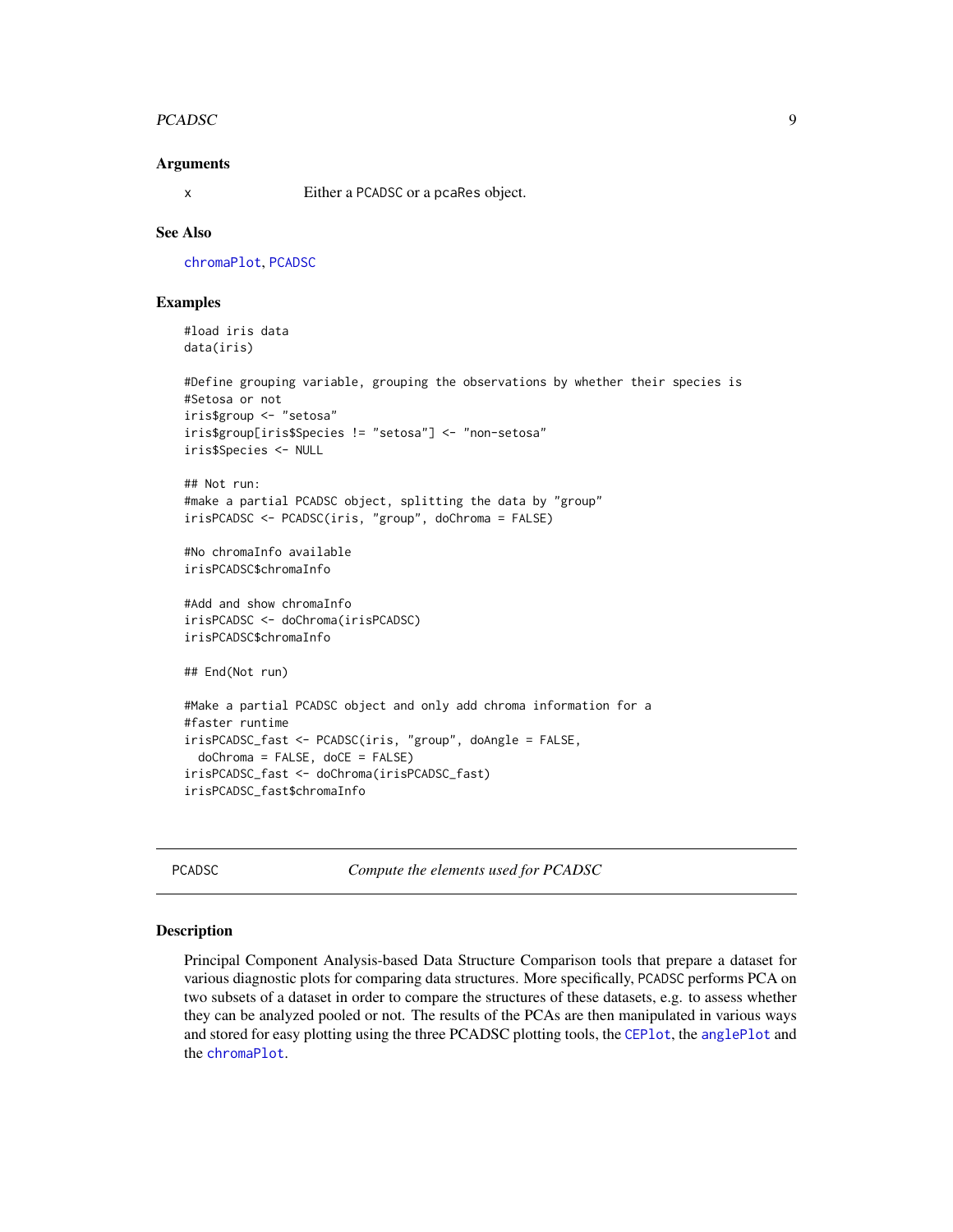### Arguments

x  Either a PCADSC or a pcaRes object.

### See Also

chromaPlot, PCADSC

### Examples

```
#load iris data
data(iris)

#Define grouping variable, grouping the observations by whether their species is
#Setosa or not
iris$group <- "setosa"
iris$group[iris$Species != "setosa"] <- "non-setosa"
iris$Species <- NULL

## Not run:
#make a partial PCADSC object, splitting the data by "group"
irisPCADSC <- PCADSC(iris, "group", doChroma = FALSE)

#No chromaInfo available
irisPCADSC$chromaInfo

#Add and show chromaInfo
irisPCADSC <- doChroma(irisPCADSC)
irisPCADSC$chromaInfo

## End(Not run)

#Make a partial PCADSC object and only add chroma information for a
#faster runtime
irisPCADSC_fast <- PCADSC(iris, "group", doAngle = FALSE,
  doChroma = FALSE, doCE = FALSE)
irisPCADSC_fast <- doChroma(irisPCADSC_fast)
irisPCADSC_fast$chromaInfo
```

---

## PCADSC — *Compute the elements used for PCADSC*

### Description

Principal Component Analysis-based Data Structure Comparison tools that prepare a dataset for various diagnostic plots for comparing data structures. More specifically, PCADSC performs PCA on two subsets of a dataset in order to compare the structures of these datasets, e.g. to assess whether they can be analyzed pooled or not. The results of the PCAs are then manipulated in various ways and stored for easy plotting using the three PCADSC plotting tools, the CEPlot, the anglePlot and the chromaPlot.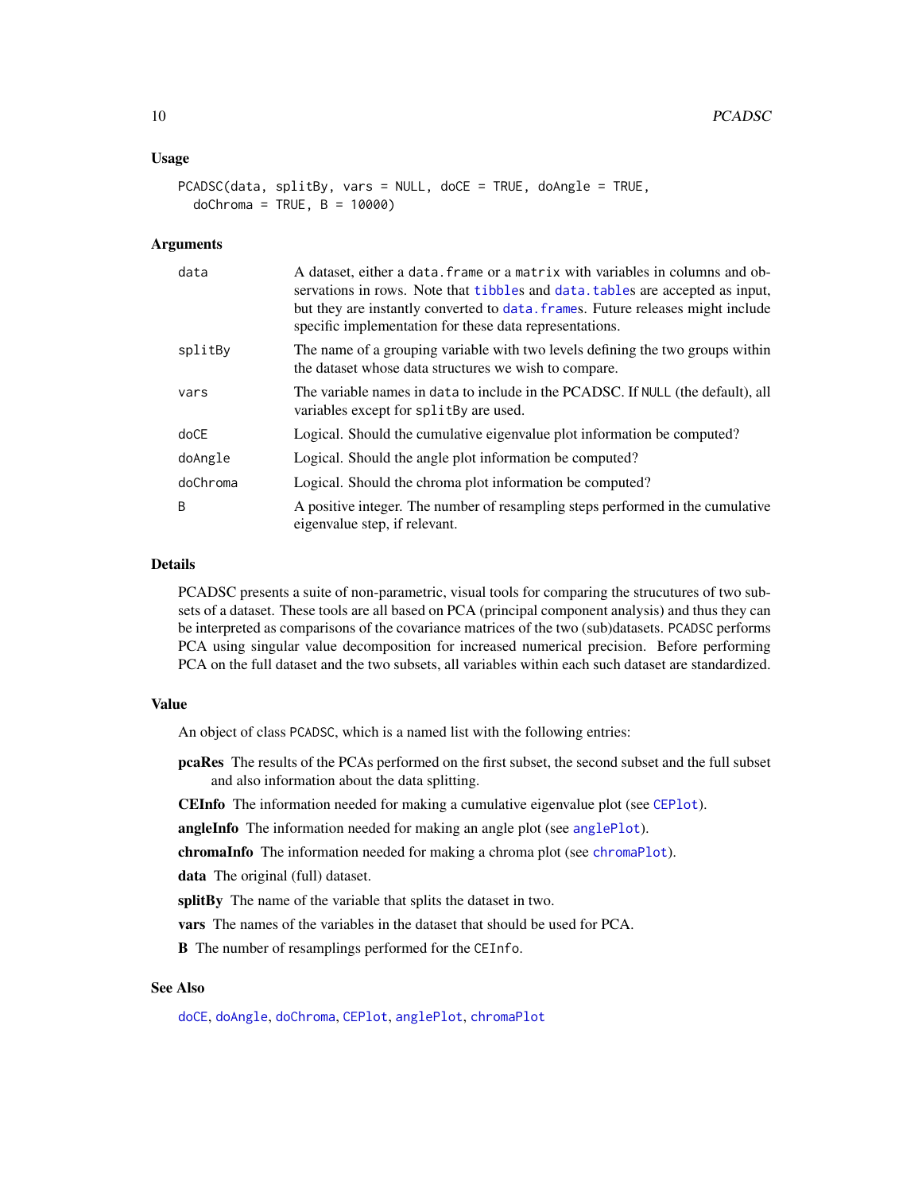### Usage

```
PCADSC(data, splitBy, vars = NULL, doCE = TRUE, doAngle = TRUE,
  doChroma = TRUE, B = 10000)
```

### Arguments

| | |
|---|---|
| `data` | A dataset, either a `data.frame` or a `matrix` with variables in columns and observations in rows. Note that `tibble`s and `data.table`s are accepted as input, but they are instantly converted to `data.frame`s. Future releases might include specific implementation for these data representations. |
| `splitBy` | The name of a grouping variable with two levels defining the two groups within the dataset whose data structures we wish to compare. |
| `vars` | The variable names in `data` to include in the PCADSC. If `NULL` (the default), all variables except for `splitBy` are used. |
| `doCE` | Logical. Should the cumulative eigenvalue plot information be computed? |
| `doAngle` | Logical. Should the angle plot information be computed? |
| `doChroma` | Logical. Should the chroma plot information be computed? |
| `B` | A positive integer. The number of resampling steps performed in the cumulative eigenvalue step, if relevant. |

### Details

PCADSC presents a suite of non-parametric, visual tools for comparing the strucutures of two subsets of a dataset. These tools are all based on PCA (principal component analysis) and thus they can be interpreted as comparisons of the covariance matrices of the two (sub)datasets. `PCADSC` performs PCA using singular value decomposition for increased numerical precision. Before performing PCA on the full dataset and the two subsets, all variables within each such dataset are standardized.

### Value

An object of class `PCADSC`, which is a named list with the following entries:

**pcaRes** The results of the PCAs performed on the first subset, the second subset and the full subset and also information about the data splitting.

**CEInfo** The information needed for making a cumulative eigenvalue plot (see `CEPlot`).

**angleInfo** The information needed for making an angle plot (see `anglePlot`).

**chromaInfo** The information needed for making a chroma plot (see `chromaPlot`).

**data** The original (full) dataset.

**splitBy** The name of the variable that splits the dataset in two.

**vars** The names of the variables in the dataset that should be used for PCA.

**B** The number of resamplings performed for the `CEInfo`.

### See Also

`doCE`, `doAngle`, `doChroma`, `CEPlot`, `anglePlot`, `chromaPlot`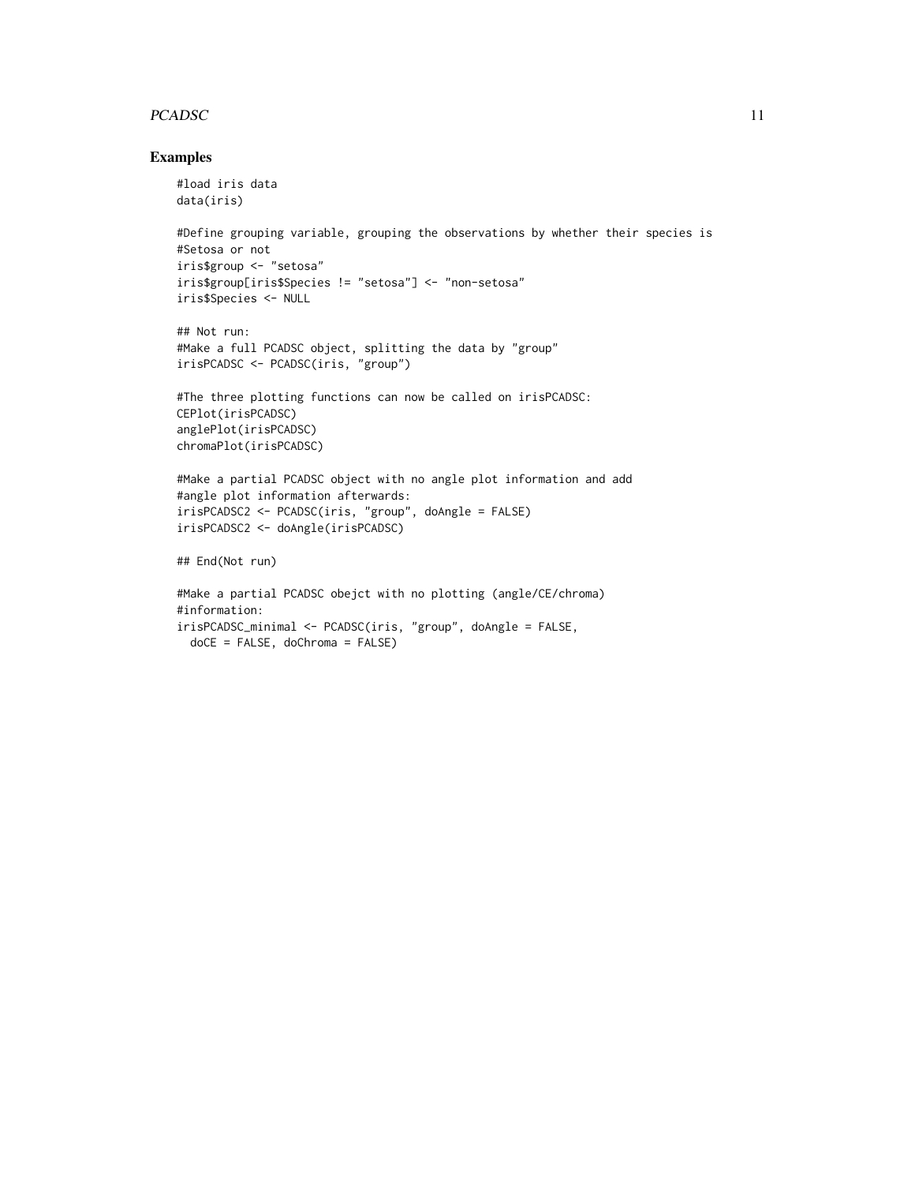## Examples

```
#load iris data
data(iris)

#Define grouping variable, grouping the observations by whether their species is
#Setosa or not
iris$group <- "setosa"
iris$group[iris$Species != "setosa"] <- "non-setosa"
iris$Species <- NULL

## Not run:
#Make a full PCADSC object, splitting the data by "group"
irisPCADSC <- PCADSC(iris, "group")

#The three plotting functions can now be called on irisPCADSC:
CEPlot(irisPCADSC)
anglePlot(irisPCADSC)
chromaPlot(irisPCADSC)

#Make a partial PCADSC object with no angle plot information and add
#angle plot information afterwards:
irisPCADSC2 <- PCADSC(iris, "group", doAngle = FALSE)
irisPCADSC2 <- doAngle(irisPCADSC)

## End(Not run)

#Make a partial PCADSC obejct with no plotting (angle/CE/chroma)
#information:
irisPCADSC_minimal <- PCADSC(iris, "group", doAngle = FALSE,
  doCE = FALSE, doChroma = FALSE)
```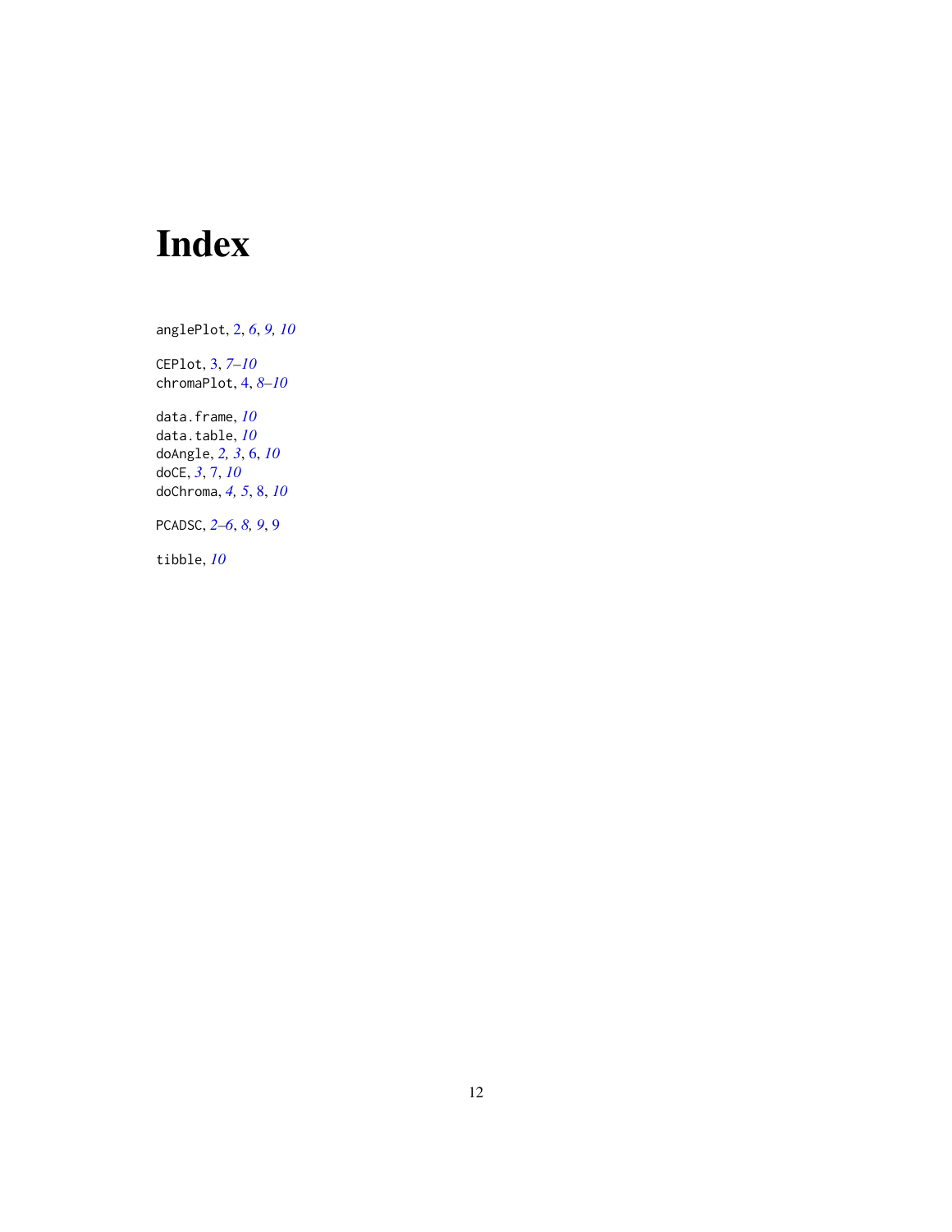# Index

anglePlot, 2, *6*, *9, 10*

CEPlot, 3, *7–10*
chromaPlot, 4, *8–10*

data.frame, *10*
data.table, *10*
doAngle, *2, 3*, 6, *10*
doCE, *3*, 7, *10*
doChroma, *4, 5*, 8, *10*

PCADSC, *2–6*, *8, 9*, 9

tibble, *10*